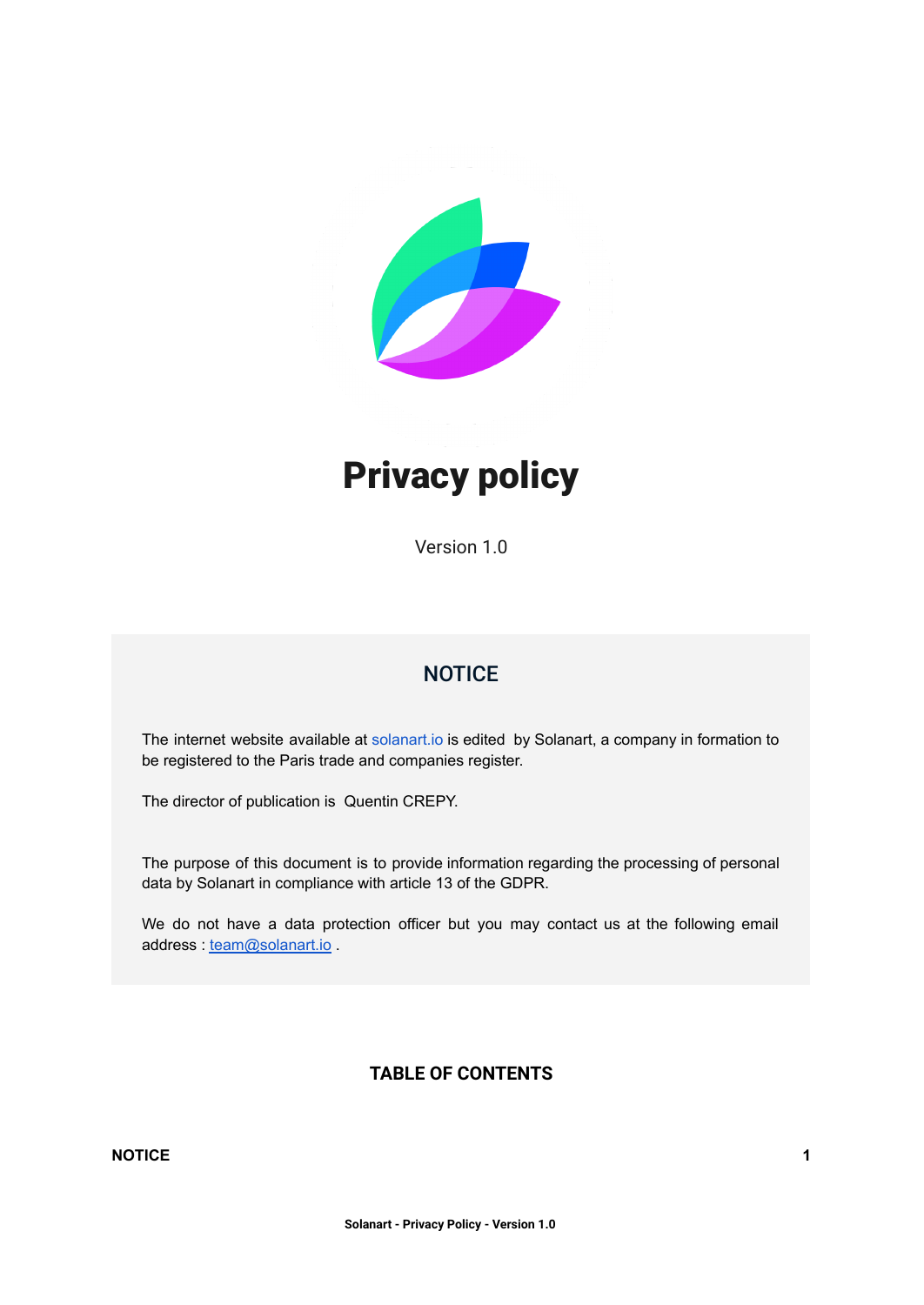# Privacy policy

Version 1.0

## NOTICE

The internet website available at solanart.io is edited by Solanart, a company in formation to be registered to the Paris trade and companies register.

The director of publication is Quentin CREPY.

The purpose of this document is to provide information regarding the processing of personal data by Solanart in compliance with article 13 of the GDPR.

We do not have a data protection officer but you may contact us at the following email address : team@solanart.io .

## TABLE OF CONTENTS

**NOTICE** **1**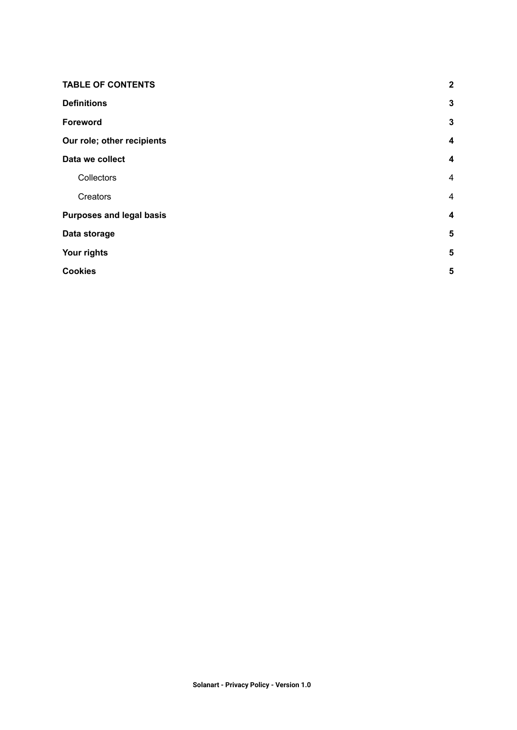| TABLE OF CONTENTS | 2 |
| --- | --- |
| **Definitions** | **3** |
| **Foreword** | **3** |
| **Our role; other recipients** | **4** |
| **Data we collect** | **4** |
| Collectors | 4 |
| Creators | 4 |
| **Purposes and legal basis** | **4** |
| **Data storage** | **5** |
| **Your rights** | **5** |
| **Cookies** | **5** |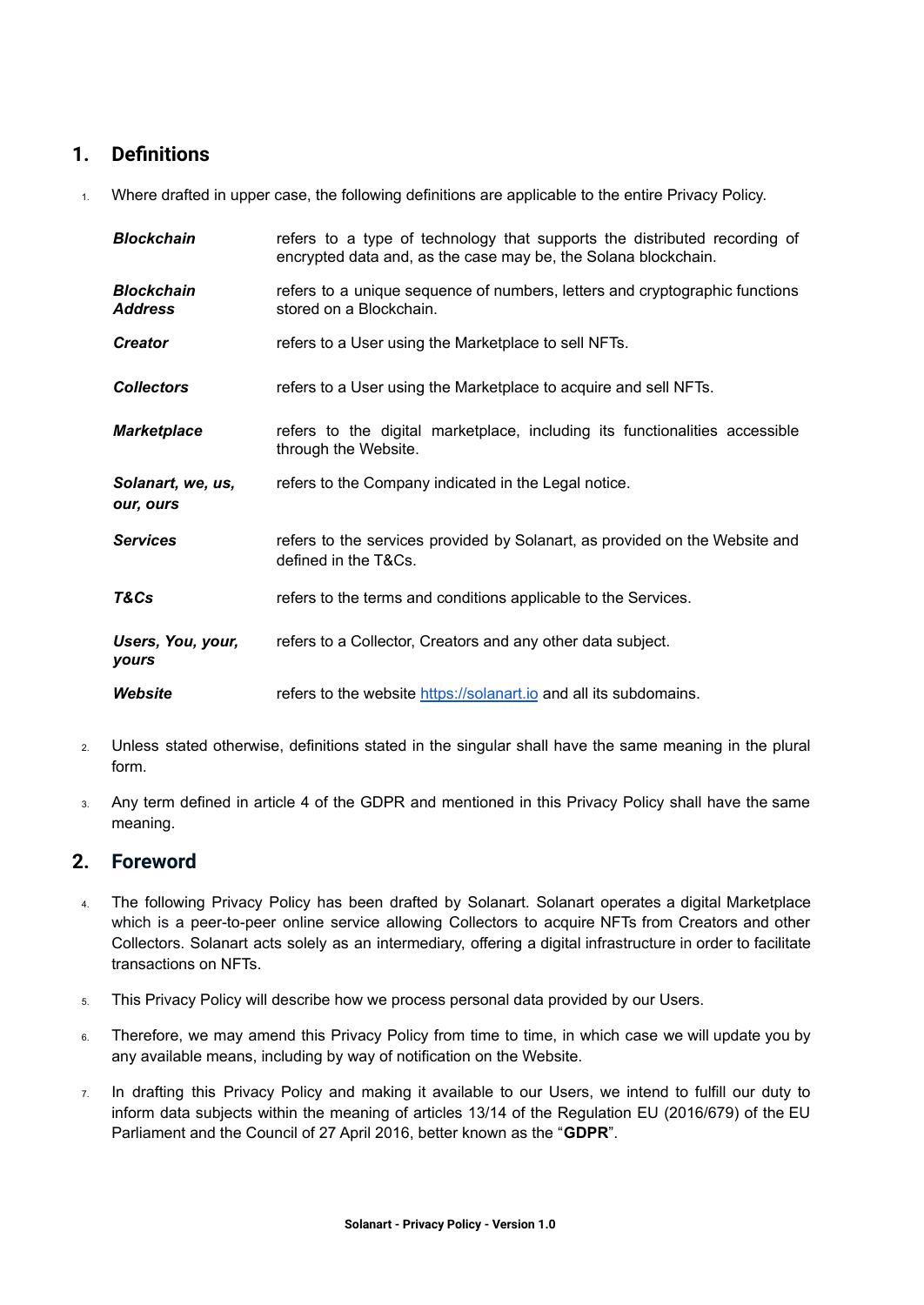## 1. Definitions

1. Where drafted in upper case, the following definitions are applicable to the entire Privacy Policy.

| | |
|---|---|
| ***Blockchain*** | refers to a type of technology that supports the distributed recording of encrypted data and, as the case may be, the Solana blockchain. |
| ***Blockchain Address*** | refers to a unique sequence of numbers, letters and cryptographic functions stored on a Blockchain. |
| ***Creator*** | refers to a User using the Marketplace to sell NFTs. |
| ***Collectors*** | refers to a User using the Marketplace to acquire and sell NFTs. |
| ***Marketplace*** | refers to the digital marketplace, including its functionalities accessible through the Website. |
| ***Solanart, we, us, our, ours*** | refers to the Company indicated in the Legal notice. |
| ***Services*** | refers to the services provided by Solanart, as provided on the Website and defined in the T&Cs. |
| ***T&Cs*** | refers to the terms and conditions applicable to the Services. |
| ***Users, You, your, yours*** | refers to a Collector, Creators and any other data subject. |
| ***Website*** | refers to the website [https://solanart.io](https://solanart.io) and all its subdomains. |

2. Unless stated otherwise, definitions stated in the singular shall have the same meaning in the plural form.

3. Any term defined in article 4 of the GDPR and mentioned in this Privacy Policy shall have the same meaning.

## 2. Foreword

4. The following Privacy Policy has been drafted by Solanart. Solanart operates a digital Marketplace which is a peer-to-peer online service allowing Collectors to acquire NFTs from Creators and other Collectors. Solanart acts solely as an intermediary, offering a digital infrastructure in order to facilitate transactions on NFTs.

5. This Privacy Policy will describe how we process personal data provided by our Users.

6. Therefore, we may amend this Privacy Policy from time to time, in which case we will update you by any available means, including by way of notification on the Website.

7. In drafting this Privacy Policy and making it available to our Users, we intend to fulfill our duty to inform data subjects within the meaning of articles 13/14 of the Regulation EU (2016/679) of the EU Parliament and the Council of 27 April 2016, better known as the "**GDPR**".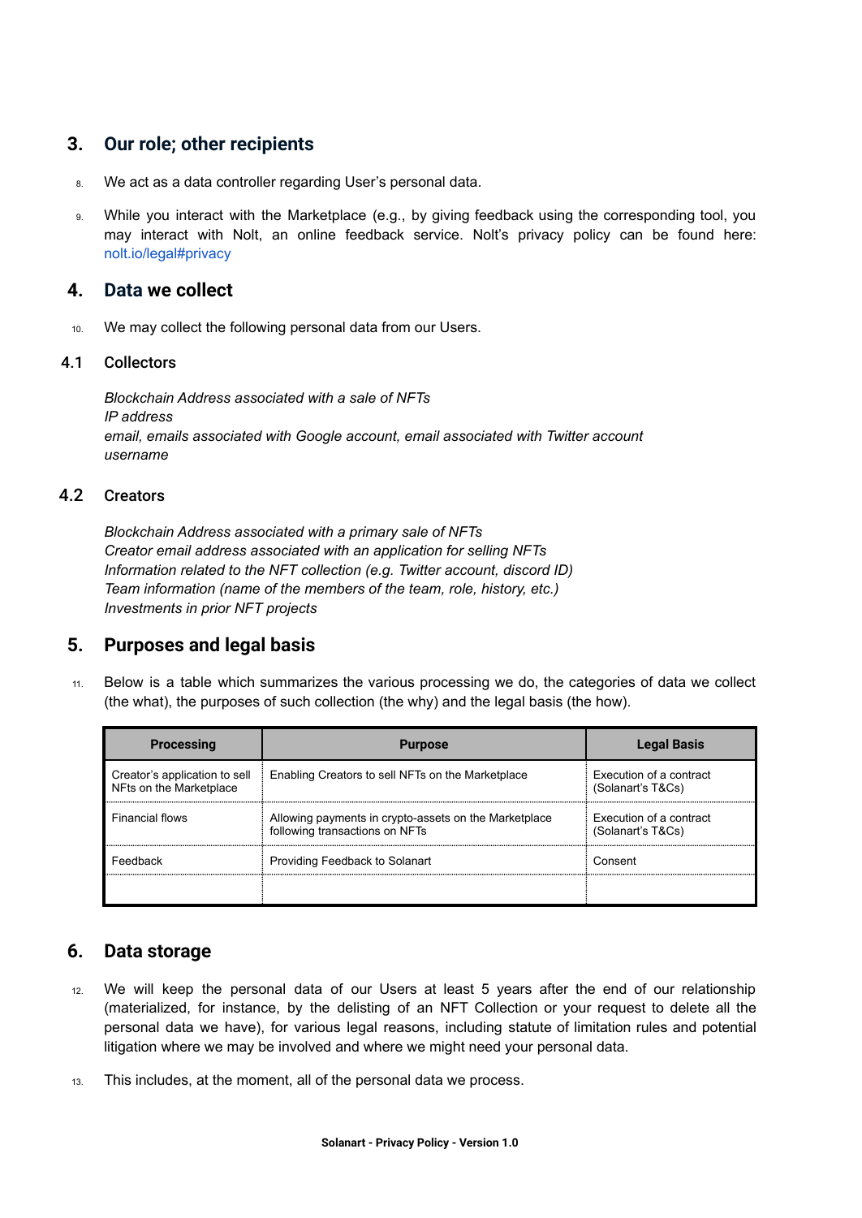## 3. Our role; other recipients

8. We act as a data controller regarding User's personal data.

9. While you interact with the Marketplace (e.g., by giving feedback using the corresponding tool, you may interact with Nolt, an online feedback service. Nolt's privacy policy can be found here: nolt.io/legal#privacy

## 4. Data we collect

10. We may collect the following personal data from our Users.

### 4.1 Collectors

*Blockchain Address associated with a sale of NFTs*
*IP address*
*email, emails associated with Google account, email associated with Twitter account*
*username*

### 4.2 Creators

*Blockchain Address associated with a primary sale of NFTs*
*Creator email address associated with an application for selling NFTs*
*Information related to the NFT collection (e.g. Twitter account, discord ID)*
*Team information (name of the members of the team, role, history, etc.)*
*Investments in prior NFT projects*

## 5. Purposes and legal basis

11. Below is a table which summarizes the various processing we do, the categories of data we collect (the what), the purposes of such collection (the why) and the legal basis (the how).

| Processing | Purpose | Legal Basis |
|---|---|---|
| Creator's application to sell NFTs on the Marketplace | Enabling Creators to sell NFTs on the Marketplace | Execution of a contract (Solanart's T&Cs) |
| Financial flows | Allowing payments in crypto-assets on the Marketplace following transactions on NFTs | Execution of a contract (Solanart's T&Cs) |
| Feedback | Providing Feedback to Solanart | Consent |
| | | |

## 6. Data storage

12. We will keep the personal data of our Users at least 5 years after the end of our relationship (materialized, for instance, by the delisting of an NFT Collection or your request to delete all the personal data we have), for various legal reasons, including statute of limitation rules and potential litigation where we may be involved and where we might need your personal data.

13. This includes, at the moment, all of the personal data we process.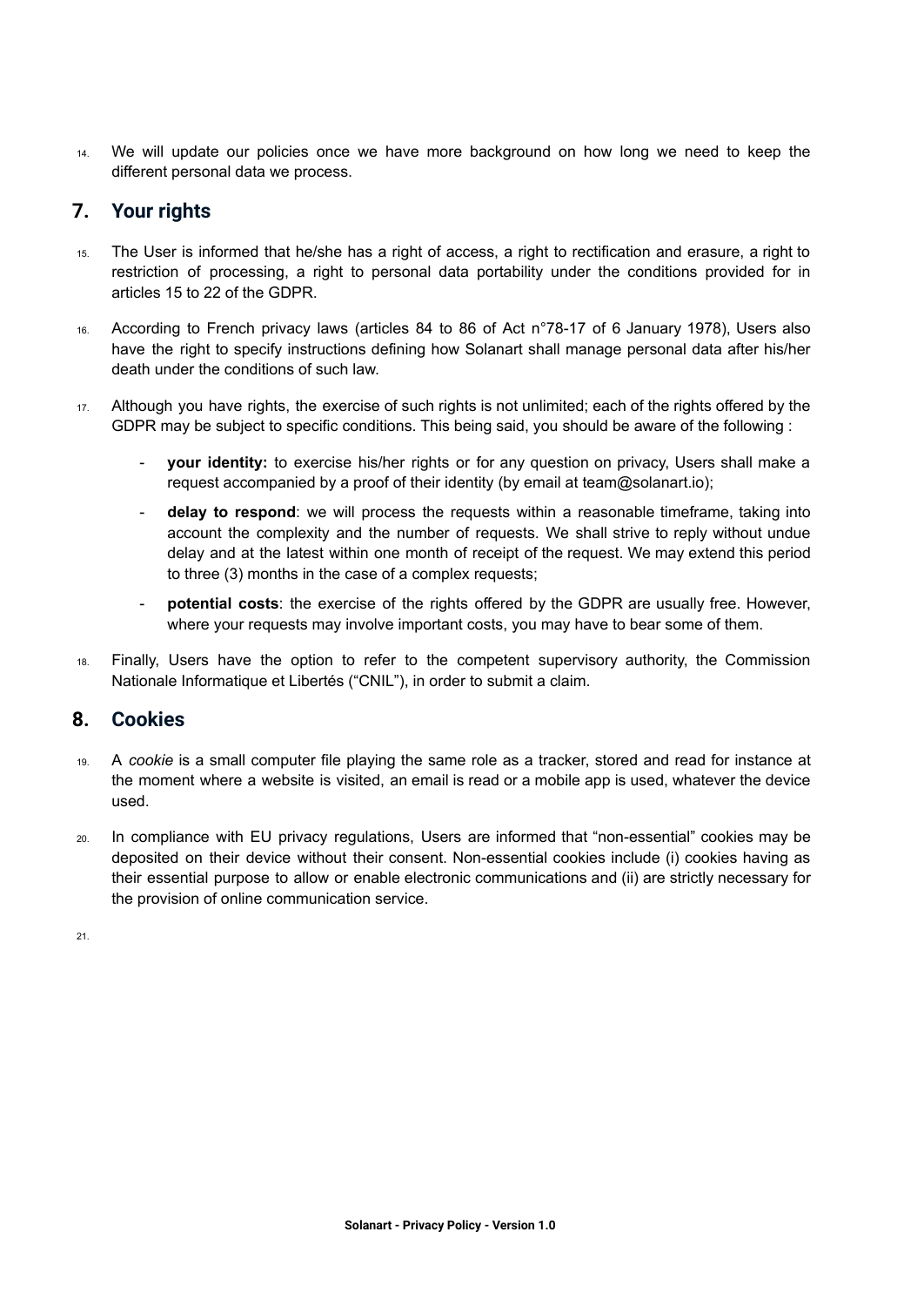14. We will update our policies once we have more background on how long we need to keep the different personal data we process.

## 7. Your rights

15. The User is informed that he/she has a right of access, a right to rectification and erasure, a right to restriction of processing, a right to personal data portability under the conditions provided for in articles 15 to 22 of the GDPR.

16. According to French privacy laws (articles 84 to 86 of Act n°78-17 of 6 January 1978), Users also have the right to specify instructions defining how Solanart shall manage personal data after his/her death under the conditions of such law.

17. Although you have rights, the exercise of such rights is not unlimited; each of the rights offered by the GDPR may be subject to specific conditions. This being said, you should be aware of the following :

    - **your identity:** to exercise his/her rights or for any question on privacy, Users shall make a request accompanied by a proof of their identity (by email at team@solanart.io);
    - **delay to respond**: we will process the requests within a reasonable timeframe, taking into account the complexity and the number of requests. We shall strive to reply without undue delay and at the latest within one month of receipt of the request. We may extend this period to three (3) months in the case of a complex requests;
    - **potential costs**: the exercise of the rights offered by the GDPR are usually free. However, where your requests may involve important costs, you may have to bear some of them.

18. Finally, Users have the option to refer to the competent supervisory authority, the Commission Nationale Informatique et Libertés ("CNIL"), in order to submit a claim.

## 8. Cookies

19. A *cookie* is a small computer file playing the same role as a tracker, stored and read for instance at the moment where a website is visited, an email is read or a mobile app is used, whatever the device used.

20. In compliance with EU privacy regulations, Users are informed that "non-essential" cookies may be deposited on their device without their consent. Non-essential cookies include (i) cookies having as their essential purpose to allow or enable electronic communications and (ii) are strictly necessary for the provision of online communication service.

21.